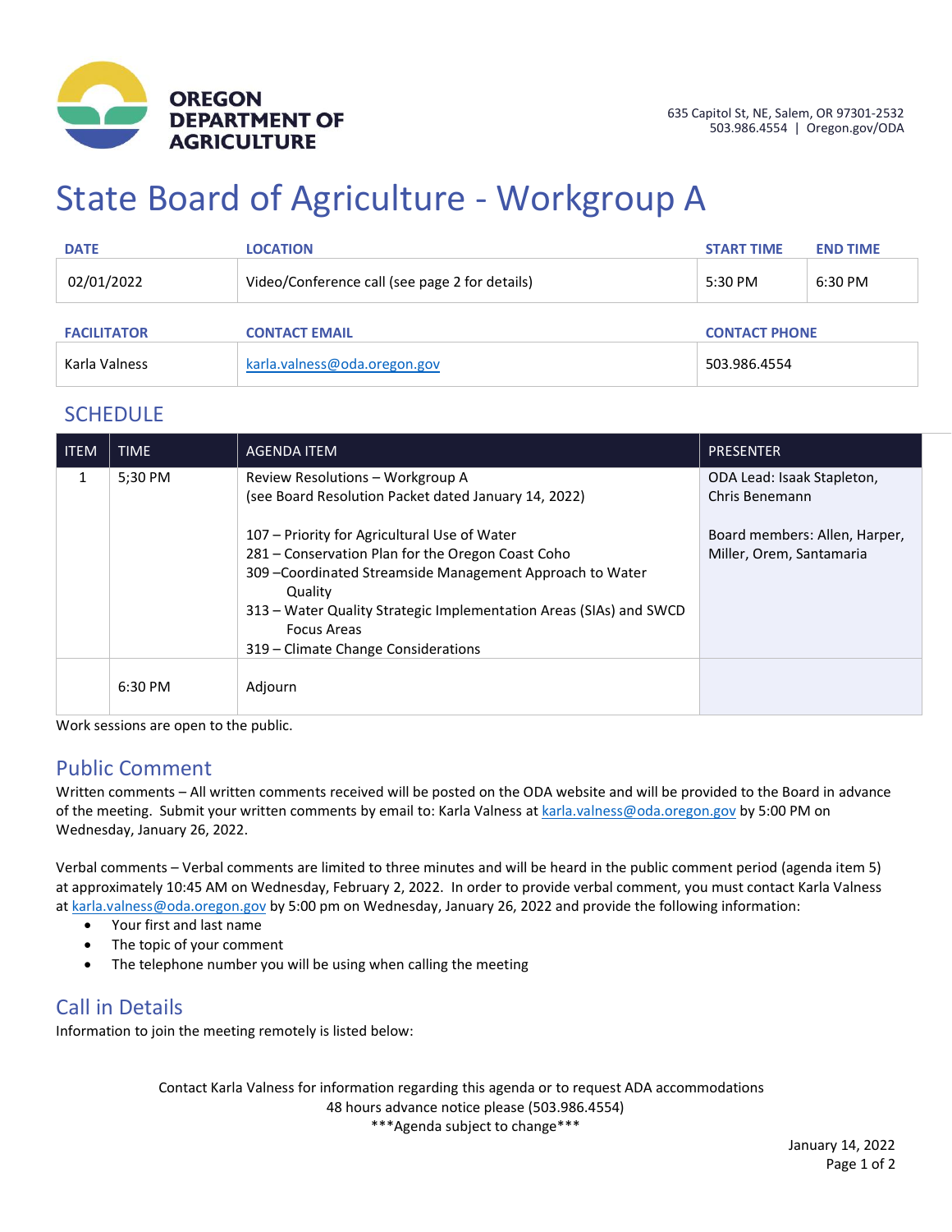**OREGON DEPARTMENT OF AGRICULTURE**

635 Capitol St, NE, Salem, OR 97301-2532
503.986.4554 | Oregon.gov/ODA

# State Board of Agriculture - Workgroup A

| DATE | LOCATION | START TIME | END TIME |
|---|---|---|---|
| 02/01/2022 | Video/Conference call (see page 2 for details) | 5:30 PM | 6:30 PM |

| FACILITATOR | CONTACT EMAIL | CONTACT PHONE |
|---|---|---|
| Karla Valness | karla.valness@oda.oregon.gov | 503.986.4554 |

## SCHEDULE

| ITEM | TIME | AGENDA ITEM | PRESENTER |
|---|---|---|---|
| 1 | 5;30 PM | Review Resolutions – Workgroup A<br>(see Board Resolution Packet dated January 14, 2022)<br><br>107 – Priority for Agricultural Use of Water<br>281 – Conservation Plan for the Oregon Coast Coho<br>309 –Coordinated Streamside Management Approach to Water Quality<br>313 – Water Quality Strategic Implementation Areas (SIAs) and SWCD Focus Areas<br>319 – Climate Change Considerations | ODA Lead: Isaak Stapleton, Chris Benemann<br><br>Board members: Allen, Harper, Miller, Orem, Santamaria |
| | 6:30 PM | Adjourn | |

Work sessions are open to the public.

## Public Comment

Written comments – All written comments received will be posted on the ODA website and will be provided to the Board in advance of the meeting. Submit your written comments by email to: Karla Valness at karla.valness@oda.oregon.gov by 5:00 PM on Wednesday, January 26, 2022.

Verbal comments – Verbal comments are limited to three minutes and will be heard in the public comment period (agenda item 5) at approximately 10:45 AM on Wednesday, February 2, 2022. In order to provide verbal comment, you must contact Karla Valness at karla.valness@oda.oregon.gov by 5:00 pm on Wednesday, January 26, 2022 and provide the following information:

- Your first and last name
- The topic of your comment
- The telephone number you will be using when calling the meeting

## Call in Details

Information to join the meeting remotely is listed below:

Contact Karla Valness for information regarding this agenda or to request ADA accommodations
48 hours advance notice please (503.986.4554)
\*\*\*Agenda subject to change\*\*\*

January 14, 2022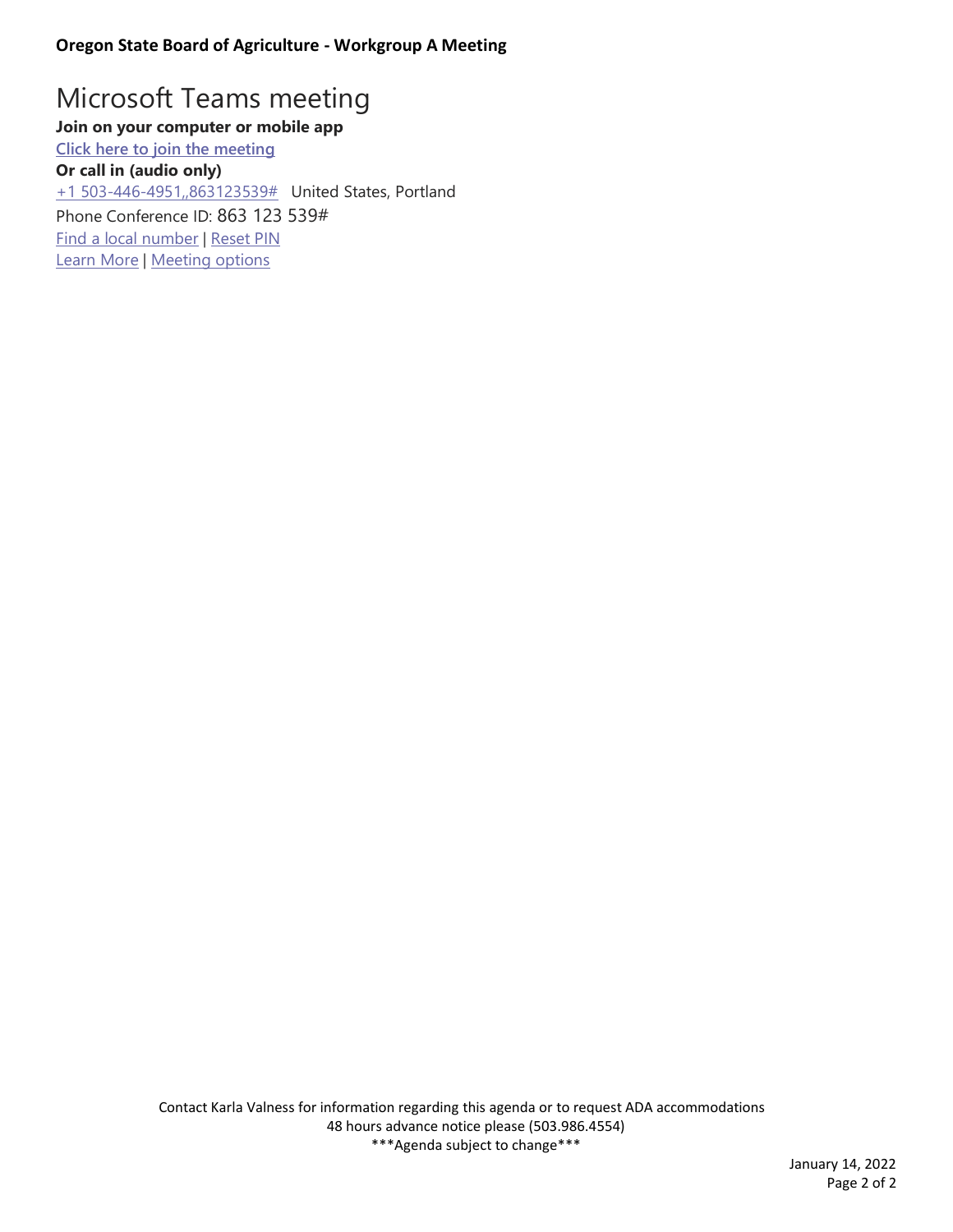# Microsoft Teams meeting

**Join on your computer or mobile app**

**Click here to join the meeting**

**Or call in (audio only)**

+1 503-446-4951,,863123539#   United States, Portland

Phone Conference ID: 863 123 539#

Find a local number | Reset PIN

Learn More | Meeting options

Contact Karla Valness for information regarding this agenda or to request ADA accommodations
48 hours advance notice please (503.986.4554)
***Agenda subject to change***

January 14, 2022